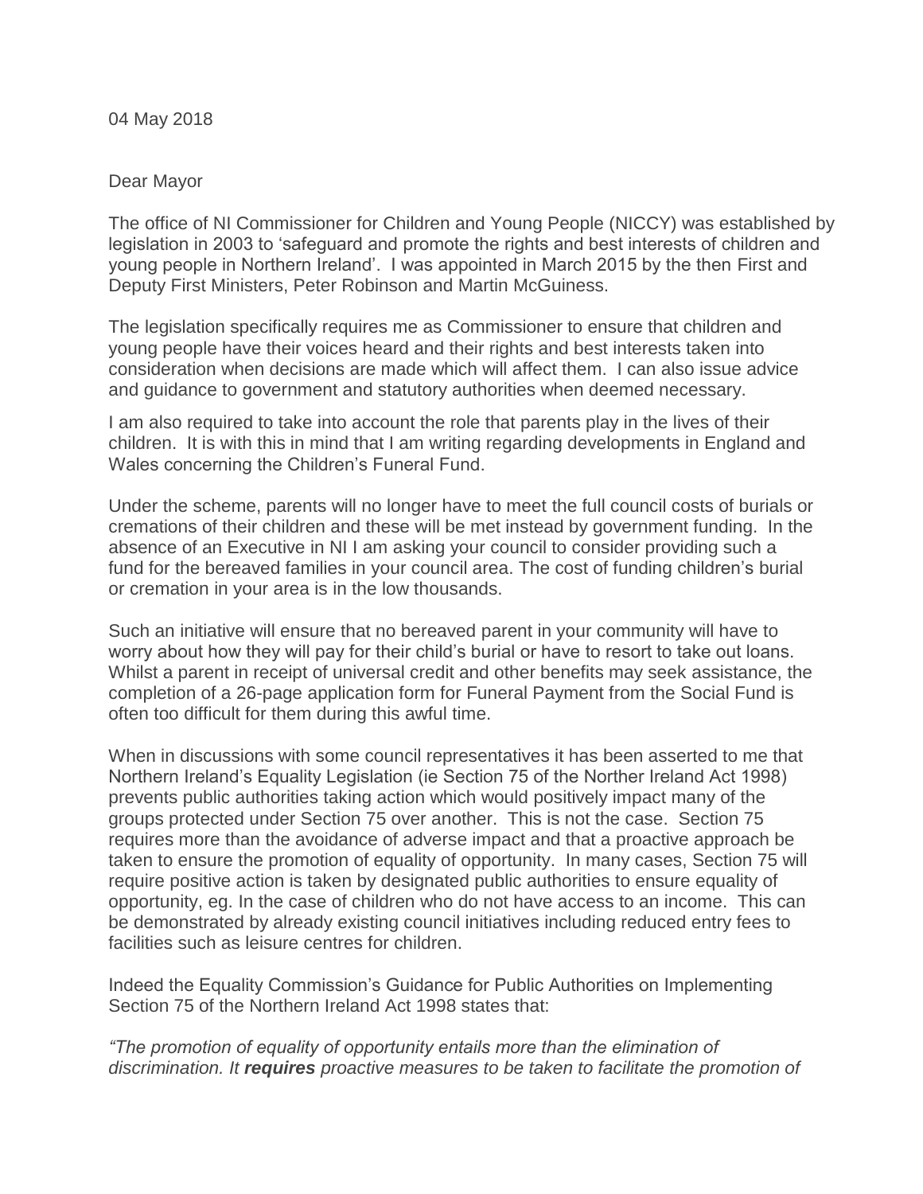04 May 2018

Dear Mayor

The office of NI Commissioner for Children and Young People (NICCY) was established by legislation in 2003 to 'safeguard and promote the rights and best interests of children and young people in Northern Ireland'. I was appointed in March 2015 by the then First and Deputy First Ministers, Peter Robinson and Martin McGuiness.

The legislation specifically requires me as Commissioner to ensure that children and young people have their voices heard and their rights and best interests taken into consideration when decisions are made which will affect them. I can also issue advice and guidance to government and statutory authorities when deemed necessary.

I am also required to take into account the role that parents play in the lives of their children. It is with this in mind that I am writing regarding developments in England and Wales concerning the Children's Funeral Fund.

Under the scheme, parents will no longer have to meet the full council costs of burials or cremations of their children and these will be met instead by government funding. In the absence of an Executive in NI I am asking your council to consider providing such a fund for the bereaved families in your council area. The cost of funding children's burial or cremation in your area is in the low thousands.

Such an initiative will ensure that no bereaved parent in your community will have to worry about how they will pay for their child's burial or have to resort to take out loans. Whilst a parent in receipt of universal credit and other benefits may seek assistance, the completion of a 26-page application form for Funeral Payment from the Social Fund is often too difficult for them during this awful time.

When in discussions with some council representatives it has been asserted to me that Northern Ireland's Equality Legislation (ie Section 75 of the Norther Ireland Act 1998) prevents public authorities taking action which would positively impact many of the groups protected under Section 75 over another. This is not the case. Section 75 requires more than the avoidance of adverse impact and that a proactive approach be taken to ensure the promotion of equality of opportunity. In many cases, Section 75 will require positive action is taken by designated public authorities to ensure equality of opportunity, eg. In the case of children who do not have access to an income. This can be demonstrated by already existing council initiatives including reduced entry fees to facilities such as leisure centres for children.

Indeed the Equality Commission's Guidance for Public Authorities on Implementing Section 75 of the Northern Ireland Act 1998 states that:

*"The promotion of equality of opportunity entails more than the elimination of discrimination. It **requires** proactive measures to be taken to facilitate the promotion of*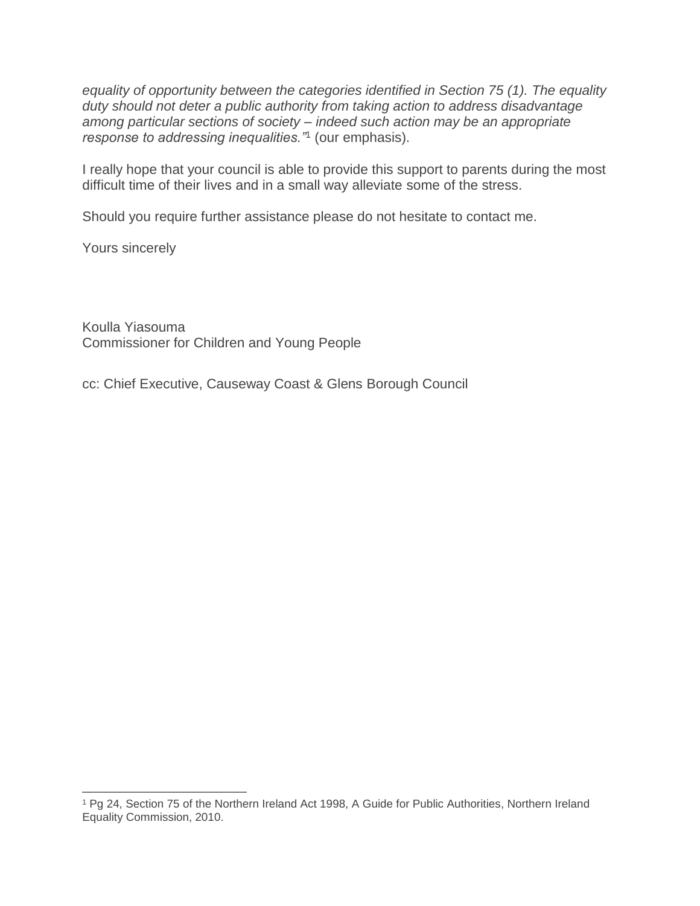*equality of opportunity between the categories identified in Section 75 (1). The equality duty should not deter a public authority from taking action to address disadvantage among particular sections of society – indeed such action may be an appropriate response to addressing inequalities."*[1] (our emphasis).

I really hope that your council is able to provide this support to parents during the most difficult time of their lives and in a small way alleviate some of the stress.

Should you require further assistance please do not hesitate to contact me.

Yours sincerely

Koulla Yiasouma
Commissioner for Children and Young People

cc: Chief Executive, Causeway Coast & Glens Borough Council

---

[1] Pg 24, Section 75 of the Northern Ireland Act 1998, A Guide for Public Authorities, Northern Ireland Equality Commission, 2010.